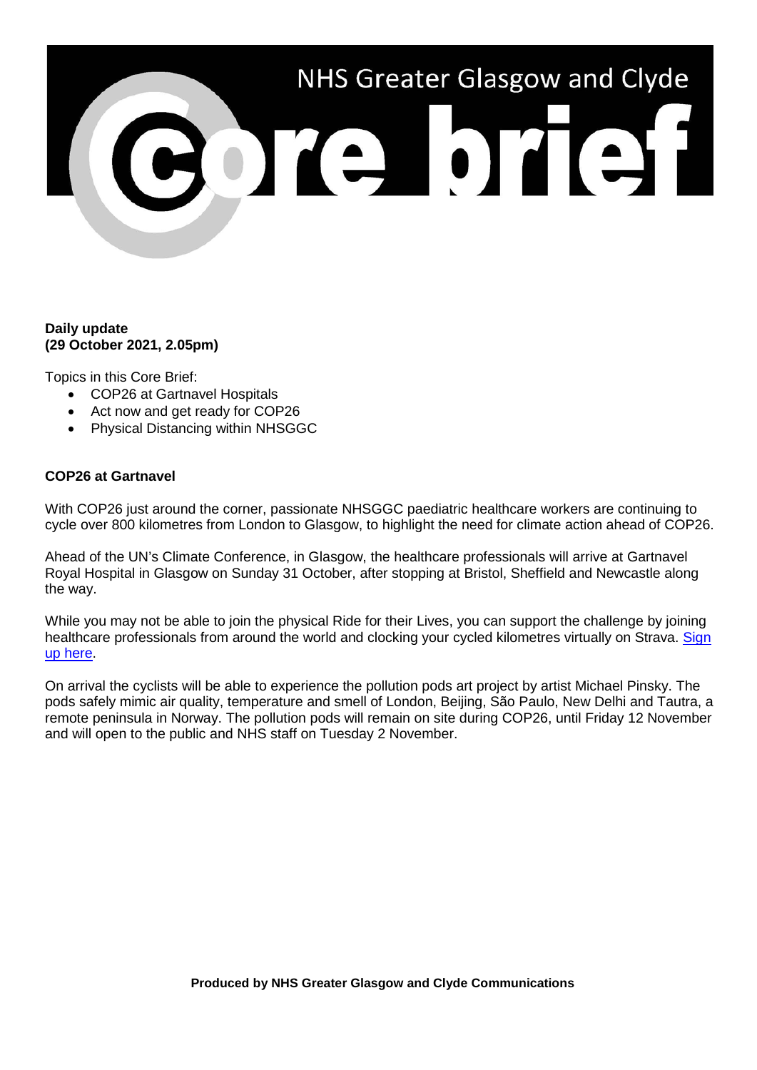# NHS Greater Glasgow and Clyde Core brief

**Daily update**
**(29 October 2021, 2.05pm)**

Topics in this Core Brief:

- COP26 at Gartnavel Hospitals
- Act now and get ready for COP26
- Physical Distancing within NHSGGC

**COP26 at Gartnavel**

With COP26 just around the corner, passionate NHSGGC paediatric healthcare workers are continuing to cycle over 800 kilometres from London to Glasgow, to highlight the need for climate action ahead of COP26.

Ahead of the UN's Climate Conference, in Glasgow, the healthcare professionals will arrive at Gartnavel Royal Hospital in Glasgow on Sunday 31 October, after stopping at Bristol, Sheffield and Newcastle along the way.

While you may not be able to join the physical Ride for their Lives, you can support the challenge by joining healthcare professionals from around the world and clocking your cycled kilometres virtually on Strava. Sign up here.

On arrival the cyclists will be able to experience the pollution pods art project by artist Michael Pinsky. The pods safely mimic air quality, temperature and smell of London, Beijing, São Paulo, New Delhi and Tautra, a remote peninsula in Norway. The pollution pods will remain on site during COP26, until Friday 12 November and will open to the public and NHS staff on Tuesday 2 November.

**Produced by NHS Greater Glasgow and Clyde Communications**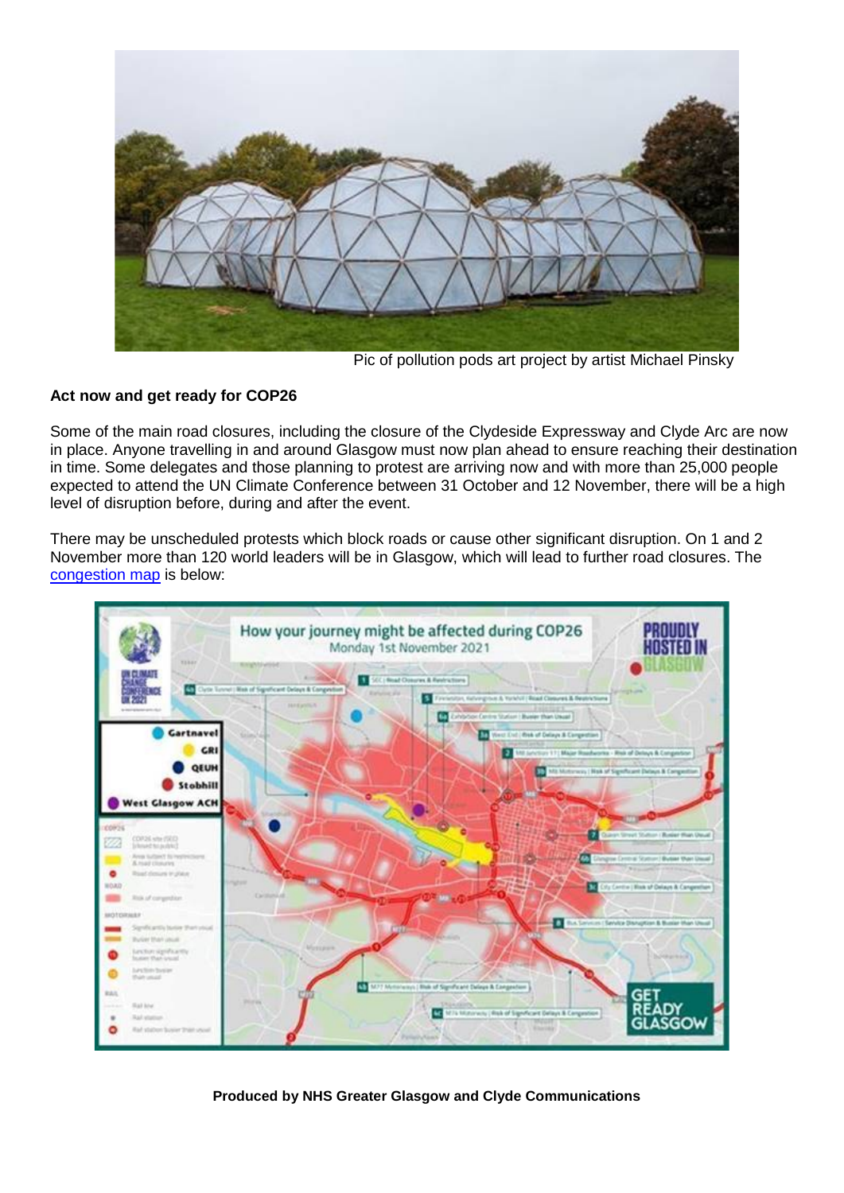Pic of pollution pods art project by artist Michael Pinsky

**Act now and get ready for COP26**

Some of the main road closures, including the closure of the Clydeside Expressway and Clyde Arc are now in place. Anyone travelling in and around Glasgow must now plan ahead to ensure reaching their destination in time. Some delegates and those planning to protest are arriving now and with more than 25,000 people expected to attend the UN Climate Conference between 31 October and 12 November, there will be a high level of disruption before, during and after the event.

There may be unscheduled protests which block roads or cause other significant disruption. On 1 and 2 November more than 120 world leaders will be in Glasgow, which will lead to further road closures. The [congestion map] is below:

**Produced by NHS Greater Glasgow and Clyde Communications**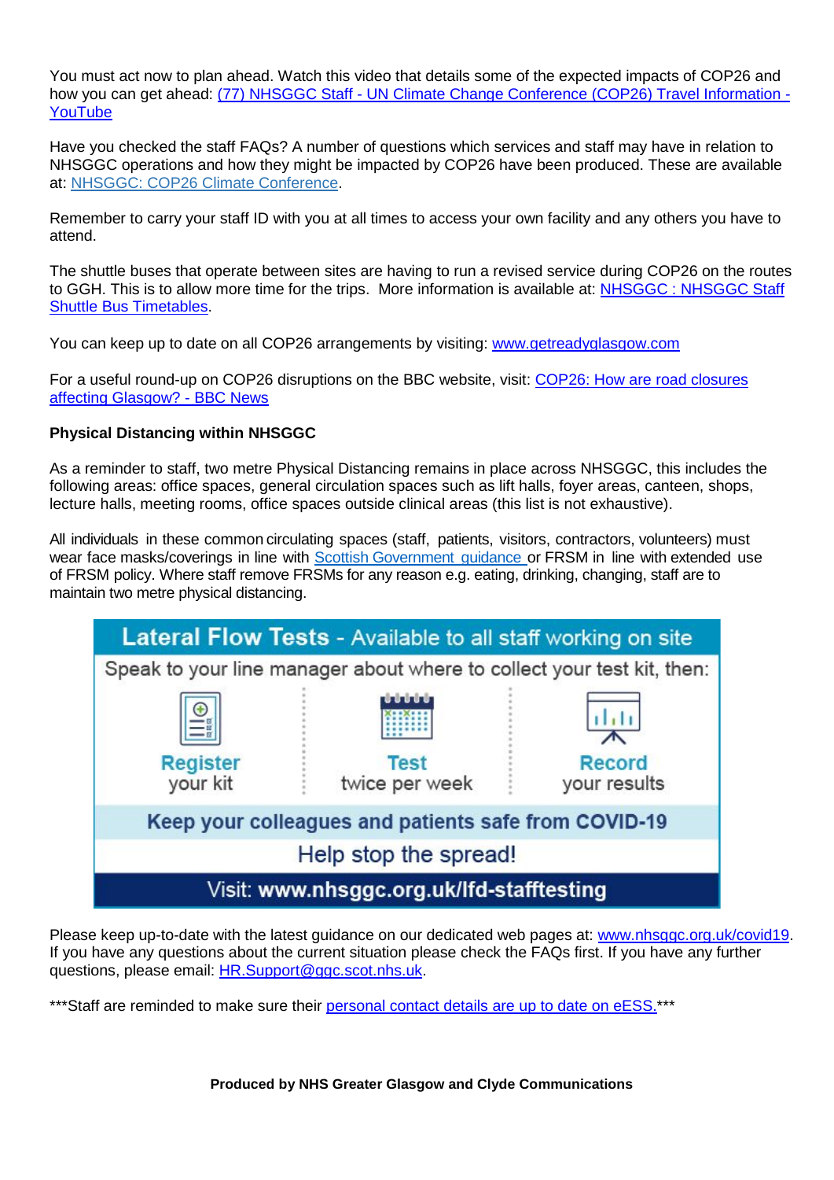You must act now to plan ahead. Watch this video that details some of the expected impacts of COP26 and how you can get ahead: [(77) NHSGGC Staff - UN Climate Change Conference (COP26) Travel Information - YouTube]

Have you checked the staff FAQs? A number of questions which services and staff may have in relation to NHSGGC operations and how they might be impacted by COP26 have been produced. These are available at: [NHSGGC: COP26 Climate Conference].

Remember to carry your staff ID with you at all times to access your own facility and any others you have to attend.

The shuttle buses that operate between sites are having to run a revised service during COP26 on the routes to GGH. This is to allow more time for the trips. More information is available at: [NHSGGC : NHSGGC Staff Shuttle Bus Timetables].

You can keep up to date on all COP26 arrangements by visiting: www.getreadyglasgow.com

For a useful round-up on COP26 disruptions on the BBC website, visit: [COP26: How are road closures affecting Glasgow? - BBC News]

**Physical Distancing within NHSGGC**

As a reminder to staff, two metre Physical Distancing remains in place across NHSGGC, this includes the following areas: office spaces, general circulation spaces such as lift halls, foyer areas, canteen, shops, lecture halls, meeting rooms, office spaces outside clinical areas (this list is not exhaustive).

All individuals in these common circulating spaces (staff, patients, visitors, contractors, volunteers) must wear face masks/coverings in line with [Scottish Government guidance] or FRSM in line with extended use of FRSM policy. Where staff remove FRSMs for any reason e.g. eating, drinking, changing, staff are to maintain two metre physical distancing.

**Lateral Flow Tests** - Available to all staff working on site

Speak to your line manager about where to collect your test kit, then:

**Register** your kit

**Test** twice per week

**Record** your results

**Keep your colleagues and patients safe from COVID-19**

Help stop the spread!

Visit: **www.nhsggc.org.uk/lfd-stafftesting**

Please keep up-to-date with the latest guidance on our dedicated web pages at: www.nhsggc.org.uk/covid19. If you have any questions about the current situation please check the FAQs first. If you have any further questions, please email: HR.Support@ggc.scot.nhs.uk.

***Staff are reminded to make sure their [personal contact details are up to date on eESS.]***

**Produced by NHS Greater Glasgow and Clyde Communications**